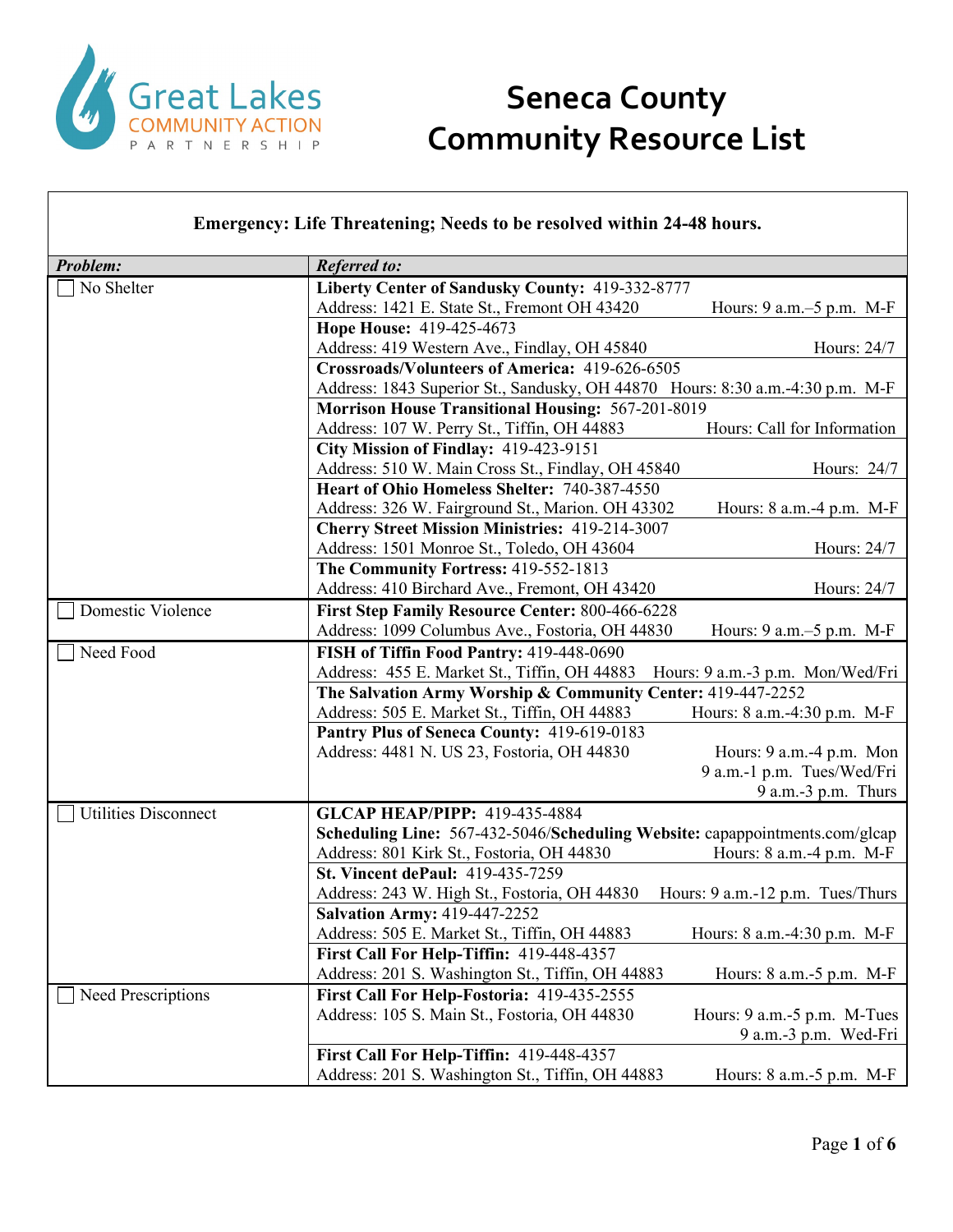# Seneca County Community Resource List

Great Lakes Community Action Partnership

**Emergency: Life Threatening; Needs to be resolved within 24-48 hours.**

| *Problem:* | *Referred to:* |
|---|---|
| ☐ No Shelter | **Liberty Center of Sandusky County:** 419-332-8777<br>Address: 1421 E. State St., Fremont OH 43420 Hours: 9 a.m.–5 p.m. M-F |
| | **Hope House:** 419-425-4673<br>Address: 419 Western Ave., Findlay, OH 45840 Hours: 24/7 |
| | **Crossroads/Volunteers of America:** 419-626-6505<br>Address: 1843 Superior St., Sandusky, OH 44870 Hours: 8:30 a.m.-4:30 p.m. M-F |
| | **Morrison House Transitional Housing:** 567-201-8019<br>Address: 107 W. Perry St., Tiffin, OH 44883 Hours: Call for Information |
| | **City Mission of Findlay:** 419-423-9151<br>Address: 510 W. Main Cross St., Findlay, OH 45840 Hours: 24/7 |
| | **Heart of Ohio Homeless Shelter:** 740-387-4550<br>Address: 326 W. Fairground St., Marion. OH 43302 Hours: 8 a.m.-4 p.m. M-F |
| | **Cherry Street Mission Ministries:** 419-214-3007<br>Address: 1501 Monroe St., Toledo, OH 43604 Hours: 24/7 |
| | **The Community Fortress:** 419-552-1813<br>Address: 410 Birchard Ave., Fremont, OH 43420 Hours: 24/7 |
| ☐ Domestic Violence | **First Step Family Resource Center:** 800-466-6228<br>Address: 1099 Columbus Ave., Fostoria, OH 44830 Hours: 9 a.m.–5 p.m. M-F |
| ☐ Need Food | **FISH of Tiffin Food Pantry:** 419-448-0690<br>Address: 455 E. Market St., Tiffin, OH 44883 Hours: 9 a.m.-3 p.m. Mon/Wed/Fri |
| | **The Salvation Army Worship & Community Center:** 419-447-2252<br>Address: 505 E. Market St., Tiffin, OH 44883 Hours: 8 a.m.-4:30 p.m. M-F |
| | **Pantry Plus of Seneca County:** 419-619-0183<br>Address: 4481 N. US 23, Fostoria, OH 44830 Hours: 9 a.m.-4 p.m. Mon<br>9 a.m.-1 p.m. Tues/Wed/Fri<br>9 a.m.-3 p.m. Thurs |
| ☐ Utilities Disconnect | **GLCAP HEAP/PIPP:** 419-435-4884<br>**Scheduling Line:** 567-432-5046/**Scheduling Website:** capappointments.com/glcap<br>Address: 801 Kirk St., Fostoria, OH 44830 Hours: 8 a.m.-4 p.m. M-F |
| | **St. Vincent dePaul:** 419-435-7259<br>Address: 243 W. High St., Fostoria, OH 44830 Hours: 9 a.m.-12 p.m. Tues/Thurs |
| | **Salvation Army:** 419-447-2252<br>Address: 505 E. Market St., Tiffin, OH 44883 Hours: 8 a.m.-4:30 p.m. M-F |
| | **First Call For Help-Tiffin:** 419-448-4357<br>Address: 201 S. Washington St., Tiffin, OH 44883 Hours: 8 a.m.-5 p.m. M-F |
| ☐ Need Prescriptions | **First Call For Help-Fostoria:** 419-435-2555<br>Address: 105 S. Main St., Fostoria, OH 44830 Hours: 9 a.m.-5 p.m. M-Tues<br>9 a.m.-3 p.m. Wed-Fri |
| | **First Call For Help-Tiffin:** 419-448-4357<br>Address: 201 S. Washington St., Tiffin, OH 44883 Hours: 8 a.m.-5 p.m. M-F |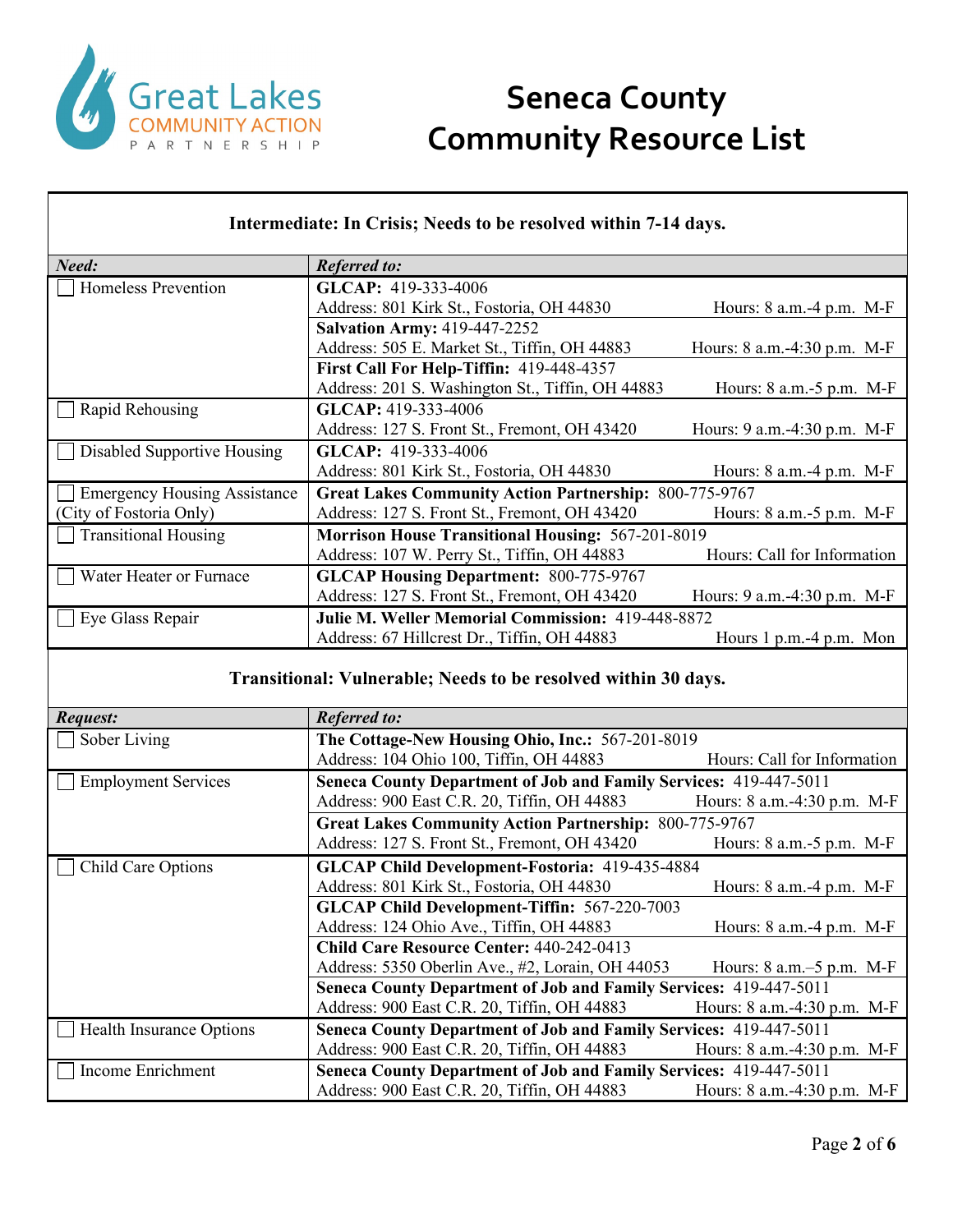# Seneca County Community Resource List

### Intermediate: In Crisis; Needs to be resolved within 7-14 days.

| *Need:* | *Referred to:* |
|---|---|
| ☐ Homeless Prevention | **GLCAP:** 419-333-4006<br>Address: 801 Kirk St., Fostoria, OH 44830 Hours: 8 a.m.-4 p.m. M-F |
| | **Salvation Army:** 419-447-2252<br>Address: 505 E. Market St., Tiffin, OH 44883 Hours: 8 a.m.-4:30 p.m. M-F |
| | **First Call For Help-Tiffin:** 419-448-4357<br>Address: 201 S. Washington St., Tiffin, OH 44883 Hours: 8 a.m.-5 p.m. M-F |
| ☐ Rapid Rehousing | **GLCAP:** 419-333-4006<br>Address: 127 S. Front St., Fremont, OH 43420 Hours: 9 a.m.-4:30 p.m. M-F |
| ☐ Disabled Supportive Housing | **GLCAP:** 419-333-4006<br>Address: 801 Kirk St., Fostoria, OH 44830 Hours: 8 a.m.-4 p.m. M-F |
| ☐ Emergency Housing Assistance (City of Fostoria Only) | **Great Lakes Community Action Partnership:** 800-775-9767<br>Address: 127 S. Front St., Fremont, OH 43420 Hours: 8 a.m.-5 p.m. M-F |
| ☐ Transitional Housing | **Morrison House Transitional Housing:** 567-201-8019<br>Address: 107 W. Perry St., Tiffin, OH 44883 Hours: Call for Information |
| ☐ Water Heater or Furnace | **GLCAP Housing Department:** 800-775-9767<br>Address: 127 S. Front St., Fremont, OH 43420 Hours: 9 a.m.-4:30 p.m. M-F |
| ☐ Eye Glass Repair | **Julie M. Weller Memorial Commission:** 419-448-8872<br>Address: 67 Hillcrest Dr., Tiffin, OH 44883 Hours 1 p.m.-4 p.m. Mon |

### Transitional: Vulnerable; Needs to be resolved within 30 days.

| *Request:* | *Referred to:* |
|---|---|
| ☐ Sober Living | **The Cottage-New Housing Ohio, Inc.:** 567-201-8019<br>Address: 104 Ohio 100, Tiffin, OH 44883 Hours: Call for Information |
| ☐ Employment Services | **Seneca County Department of Job and Family Services:** 419-447-5011<br>Address: 900 East C.R. 20, Tiffin, OH 44883 Hours: 8 a.m.-4:30 p.m. M-F |
| | **Great Lakes Community Action Partnership:** 800-775-9767<br>Address: 127 S. Front St., Fremont, OH 43420 Hours: 8 a.m.-5 p.m. M-F |
| ☐ Child Care Options | **GLCAP Child Development-Fostoria:** 419-435-4884<br>Address: 801 Kirk St., Fostoria, OH 44830 Hours: 8 a.m.-4 p.m. M-F |
| | **GLCAP Child Development-Tiffin:** 567-220-7003<br>Address: 124 Ohio Ave., Tiffin, OH 44883 Hours: 8 a.m.-4 p.m. M-F |
| | **Child Care Resource Center:** 440-242-0413<br>Address: 5350 Oberlin Ave., #2, Lorain, OH 44053 Hours: 8 a.m.–5 p.m. M-F |
| | **Seneca County Department of Job and Family Services:** 419-447-5011<br>Address: 900 East C.R. 20, Tiffin, OH 44883 Hours: 8 a.m.-4:30 p.m. M-F |
| ☐ Health Insurance Options | **Seneca County Department of Job and Family Services:** 419-447-5011<br>Address: 900 East C.R. 20, Tiffin, OH 44883 Hours: 8 a.m.-4:30 p.m. M-F |
| ☐ Income Enrichment | **Seneca County Department of Job and Family Services:** 419-447-5011<br>Address: 900 East C.R. 20, Tiffin, OH 44883 Hours: 8 a.m.-4:30 p.m. M-F |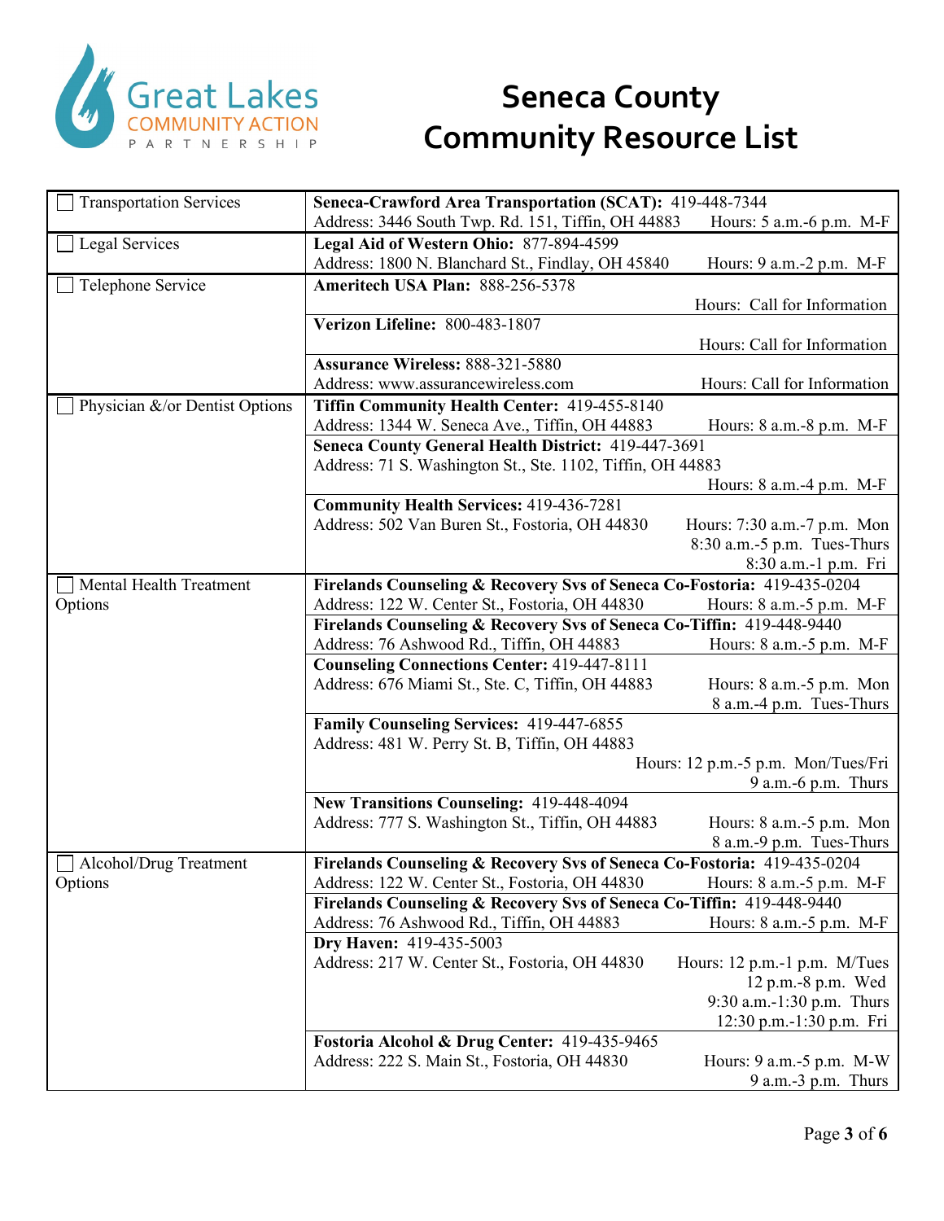# Seneca County Community Resource List

Great Lakes Community Action Partnership

| Category | Resource |
|---|---|
| ☐ Transportation Services | **Seneca-Crawford Area Transportation (SCAT):** 419-448-7344<br>Address: 3446 South Twp. Rd. 151, Tiffin, OH 44883 Hours: 5 a.m.-6 p.m. M-F |
| ☐ Legal Services | **Legal Aid of Western Ohio:** 877-894-4599<br>Address: 1800 N. Blanchard St., Findlay, OH 45840 Hours: 9 a.m.-2 p.m. M-F |
| ☐ Telephone Service | **Ameritech USA Plan:** 888-256-5378<br>Hours: Call for Information |
| | **Verizon Lifeline:** 800-483-1807<br>Hours: Call for Information |
| | **Assurance Wireless:** 888-321-5880<br>Address: www.assurancewireless.com Hours: Call for Information |
| ☐ Physician &/or Dentist Options | **Tiffin Community Health Center:** 419-455-8140<br>Address: 1344 W. Seneca Ave., Tiffin, OH 44883 Hours: 8 a.m.-8 p.m. M-F |
| | **Seneca County General Health District:** 419-447-3691<br>Address: 71 S. Washington St., Ste. 1102, Tiffin, OH 44883<br>Hours: 8 a.m.-4 p.m. M-F |
| | **Community Health Services:** 419-436-7281<br>Address: 502 Van Buren St., Fostoria, OH 44830 Hours: 7:30 a.m.-7 p.m. Mon<br>8:30 a.m.-5 p.m. Tues-Thurs<br>8:30 a.m.-1 p.m. Fri |
| ☐ Mental Health Treatment Options | **Firelands Counseling & Recovery Svs of Seneca Co-Fostoria:** 419-435-0204<br>Address: 122 W. Center St., Fostoria, OH 44830 Hours: 8 a.m.-5 p.m. M-F |
| | **Firelands Counseling & Recovery Svs of Seneca Co-Tiffin:** 419-448-9440<br>Address: 76 Ashwood Rd., Tiffin, OH 44883 Hours: 8 a.m.-5 p.m. M-F |
| | **Counseling Connections Center:** 419-447-8111<br>Address: 676 Miami St., Ste. C, Tiffin, OH 44883 Hours: 8 a.m.-5 p.m. Mon<br>8 a.m.-4 p.m. Tues-Thurs |
| | **Family Counseling Services:** 419-447-6855<br>Address: 481 W. Perry St. B, Tiffin, OH 44883<br>Hours: 12 p.m.-5 p.m. Mon/Tues/Fri<br>9 a.m.-6 p.m. Thurs |
| | **New Transitions Counseling:** 419-448-4094<br>Address: 777 S. Washington St., Tiffin, OH 44883 Hours: 8 a.m.-5 p.m. Mon<br>8 a.m.-9 p.m. Tues-Thurs |
| ☐ Alcohol/Drug Treatment Options | **Firelands Counseling & Recovery Svs of Seneca Co-Fostoria:** 419-435-0204<br>Address: 122 W. Center St., Fostoria, OH 44830 Hours: 8 a.m.-5 p.m. M-F |
| | **Firelands Counseling & Recovery Svs of Seneca Co-Tiffin:** 419-448-9440<br>Address: 76 Ashwood Rd., Tiffin, OH 44883 Hours: 8 a.m.-5 p.m. M-F |
| | **Dry Haven:** 419-435-5003<br>Address: 217 W. Center St., Fostoria, OH 44830 Hours: 12 p.m.-1 p.m. M/Tues<br>12 p.m.-8 p.m. Wed<br>9:30 a.m.-1:30 p.m. Thurs<br>12:30 p.m.-1:30 p.m. Fri |
| | **Fostoria Alcohol & Drug Center:** 419-435-9465<br>Address: 222 S. Main St., Fostoria, OH 44830 Hours: 9 a.m.-5 p.m. M-W<br>9 a.m.-3 p.m. Thurs |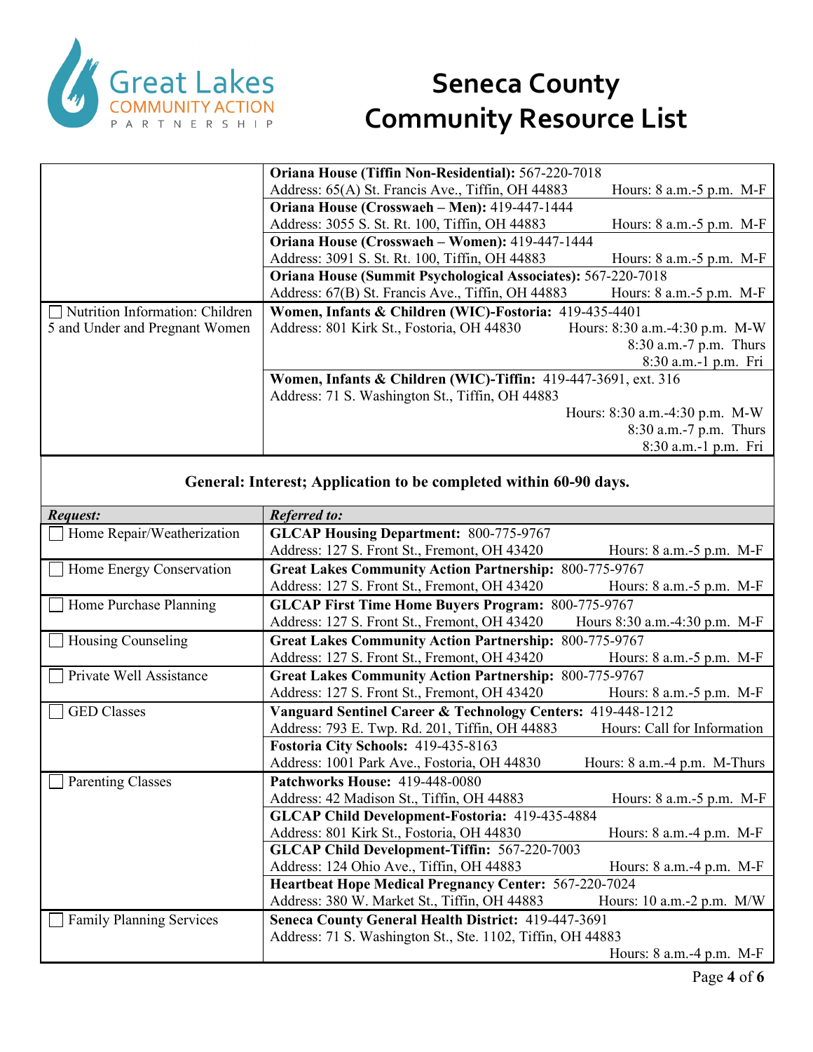# Seneca County Community Resource List

| | |
|---|---|
| | **Oriana House (Tiffin Non-Residential):** 567-220-7018<br>Address: 65(A) St. Francis Ave., Tiffin, OH 44883 Hours: 8 a.m.-5 p.m. M-F |
| | **Oriana House (Crosswaeh – Men):** 419-447-1444<br>Address: 3055 S. St. Rt. 100, Tiffin, OH 44883 Hours: 8 a.m.-5 p.m. M-F |
| | **Oriana House (Crosswaeh – Women):** 419-447-1444<br>Address: 3091 S. St. Rt. 100, Tiffin, OH 44883 Hours: 8 a.m.-5 p.m. M-F |
| | **Oriana House (Summit Psychological Associates):** 567-220-7018<br>Address: 67(B) St. Francis Ave., Tiffin, OH 44883 Hours: 8 a.m.-5 p.m. M-F |
| ☐ Nutrition Information: Children 5 and Under and Pregnant Women | **Women, Infants & Children (WIC)-Fostoria:** 419-435-4401<br>Address: 801 Kirk St., Fostoria, OH 44830 Hours: 8:30 a.m.-4:30 p.m. M-W<br>8:30 a.m.-7 p.m. Thurs<br>8:30 a.m.-1 p.m. Fri |
| | **Women, Infants & Children (WIC)-Tiffin:** 419-447-3691, ext. 316<br>Address: 71 S. Washington St., Tiffin, OH 44883<br>Hours: 8:30 a.m.-4:30 p.m. M-W<br>8:30 a.m.-7 p.m. Thurs<br>8:30 a.m.-1 p.m. Fri |

**General: Interest; Application to be completed within 60-90 days.**

| ***Request:*** | ***Referred to:*** |
|---|---|
| ☐ Home Repair/Weatherization | **GLCAP Housing Department:** 800-775-9767<br>Address: 127 S. Front St., Fremont, OH 43420 Hours: 8 a.m.-5 p.m. M-F |
| ☐ Home Energy Conservation | **Great Lakes Community Action Partnership:** 800-775-9767<br>Address: 127 S. Front St., Fremont, OH 43420 Hours: 8 a.m.-5 p.m. M-F |
| ☐ Home Purchase Planning | **GLCAP First Time Home Buyers Program:** 800-775-9767<br>Address: 127 S. Front St., Fremont, OH 43420 Hours 8:30 a.m.-4:30 p.m. M-F |
| ☐ Housing Counseling | **Great Lakes Community Action Partnership:** 800-775-9767<br>Address: 127 S. Front St., Fremont, OH 43420 Hours: 8 a.m.-5 p.m. M-F |
| ☐ Private Well Assistance | **Great Lakes Community Action Partnership:** 800-775-9767<br>Address: 127 S. Front St., Fremont, OH 43420 Hours: 8 a.m.-5 p.m. M-F |
| ☐ GED Classes | **Vanguard Sentinel Career & Technology Centers:** 419-448-1212<br>Address: 793 E. Twp. Rd. 201, Tiffin, OH 44883 Hours: Call for Information |
| | **Fostoria City Schools:** 419-435-8163<br>Address: 1001 Park Ave., Fostoria, OH 44830 Hours: 8 a.m.-4 p.m. M-Thurs |
| ☐ Parenting Classes | **Patchworks House:** 419-448-0080<br>Address: 42 Madison St., Tiffin, OH 44883 Hours: 8 a.m.-5 p.m. M-F |
| | **GLCAP Child Development-Fostoria:** 419-435-4884<br>Address: 801 Kirk St., Fostoria, OH 44830 Hours: 8 a.m.-4 p.m. M-F |
| | **GLCAP Child Development-Tiffin:** 567-220-7003<br>Address: 124 Ohio Ave., Tiffin, OH 44883 Hours: 8 a.m.-4 p.m. M-F |
| | **Heartbeat Hope Medical Pregnancy Center:** 567-220-7024<br>Address: 380 W. Market St., Tiffin, OH 44883 Hours: 10 a.m.-2 p.m. M/W |
| ☐ Family Planning Services | **Seneca County General Health District:** 419-447-3691<br>Address: 71 S. Washington St., Ste. 1102, Tiffin, OH 44883<br>Hours: 8 a.m.-4 p.m. M-F |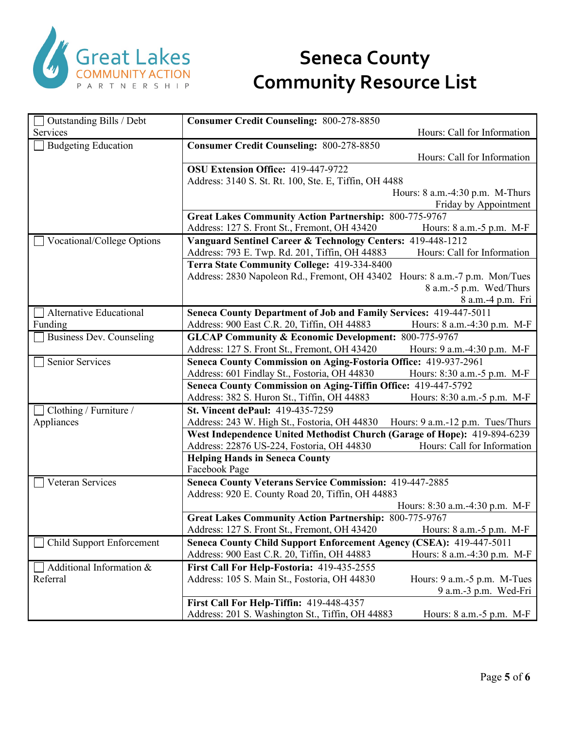# Seneca County Community Resource List

| Category | Resources |
| --- | --- |
| ☐ Outstanding Bills / Debt Services | **Consumer Credit Counseling:** 800-278-8850<br>Hours: Call for Information |
| ☐ Budgeting Education | **Consumer Credit Counseling:** 800-278-8850<br>Hours: Call for Information |
| | **OSU Extension Office:** 419-447-9722<br>Address: 3140 S. St. Rt. 100, Ste. E, Tiffin, OH 4488<br>Hours: 8 a.m.-4:30 p.m. M-Thurs<br>Friday by Appointment |
| | **Great Lakes Community Action Partnership:** 800-775-9767<br>Address: 127 S. Front St., Fremont, OH 43420 Hours: 8 a.m.-5 p.m. M-F |
| ☐ Vocational/College Options | **Vanguard Sentinel Career & Technology Centers:** 419-448-1212<br>Address: 793 E. Twp. Rd. 201, Tiffin, OH 44883 Hours: Call for Information |
| | **Terra State Community College:** 419-334-8400<br>Address: 2830 Napoleon Rd., Fremont, OH 43402 Hours: 8 a.m.-7 p.m. Mon/Tues<br>8 a.m.-5 p.m. Wed/Thurs<br>8 a.m.-4 p.m. Fri |
| ☐ Alternative Educational Funding | **Seneca County Department of Job and Family Services:** 419-447-5011<br>Address: 900 East C.R. 20, Tiffin, OH 44883 Hours: 8 a.m.-4:30 p.m. M-F |
| ☐ Business Dev. Counseling | **GLCAP Community & Economic Development:** 800-775-9767<br>Address: 127 S. Front St., Fremont, OH 43420 Hours: 9 a.m.-4:30 p.m. M-F |
| ☐ Senior Services | **Seneca County Commission on Aging-Fostoria Office:** 419-937-2961<br>Address: 601 Findlay St., Fostoria, OH 44830 Hours: 8:30 a.m.-5 p.m. M-F |
| | **Seneca County Commission on Aging-Tiffin Office:** 419-447-5792<br>Address: 382 S. Huron St., Tiffin, OH 44883 Hours: 8:30 a.m.-5 p.m. M-F |
| ☐ Clothing / Furniture / Appliances | **St. Vincent dePaul:** 419-435-7259<br>Address: 243 W. High St., Fostoria, OH 44830 Hours: 9 a.m.-12 p.m. Tues/Thurs |
| | **West Independence United Methodist Church (Garage of Hope):** 419-894-6239<br>Address: 22876 US-224, Fostoria, OH 44830 Hours: Call for Information |
| | **Helping Hands in Seneca County**<br>Facebook Page |
| ☐ Veteran Services | **Seneca County Veterans Service Commission:** 419-447-2885<br>Address: 920 E. County Road 20, Tiffin, OH 44883<br>Hours: 8:30 a.m.-4:30 p.m. M-F |
| | **Great Lakes Community Action Partnership:** 800-775-9767<br>Address: 127 S. Front St., Fremont, OH 43420 Hours: 8 a.m.-5 p.m. M-F |
| ☐ Child Support Enforcement | **Seneca County Child Support Enforcement Agency (CSEA):** 419-447-5011<br>Address: 900 East C.R. 20, Tiffin, OH 44883 Hours: 8 a.m.-4:30 p.m. M-F |
| ☐ Additional Information & Referral | **First Call For Help-Fostoria:** 419-435-2555<br>Address: 105 S. Main St., Fostoria, OH 44830 Hours: 9 a.m.-5 p.m. M-Tues<br>9 a.m.-3 p.m. Wed-Fri |
| | **First Call For Help-Tiffin:** 419-448-4357<br>Address: 201 S. Washington St., Tiffin, OH 44883 Hours: 8 a.m.-5 p.m. M-F |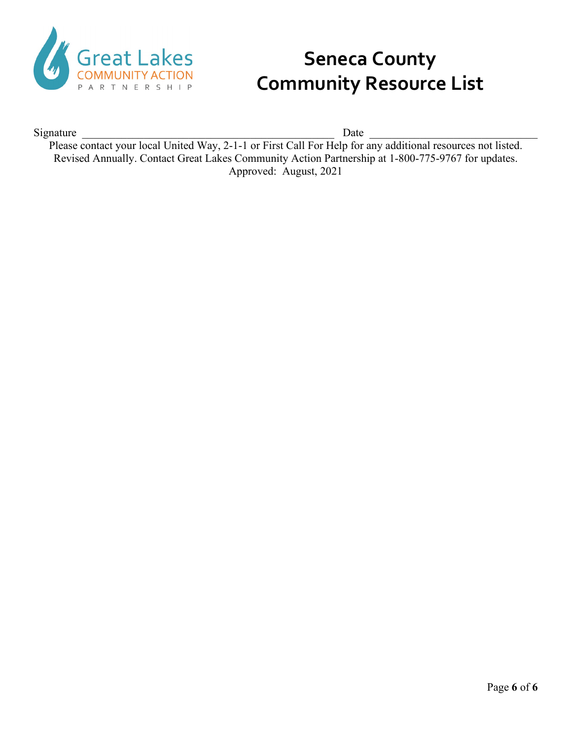Great Lakes COMMUNITY ACTION PARTNERSHIP

# Seneca County Community Resource List

Signature \_\_\_\_\_\_\_\_\_\_\_\_\_\_\_\_\_\_\_\_\_\_\_\_\_\_\_\_\_\_\_\_\_\_\_\_\_\_\_\_\_\_\_\_\_\_ Date \_\_\_\_\_\_\_\_\_\_\_\_\_\_\_\_\_\_\_\_\_\_\_\_\_\_\_\_\_\_

Please contact your local United Way, 2-1-1 or First Call For Help for any additional resources not listed.
Revised Annually. Contact Great Lakes Community Action Partnership at 1-800-775-9767 for updates.
Approved: August, 2021